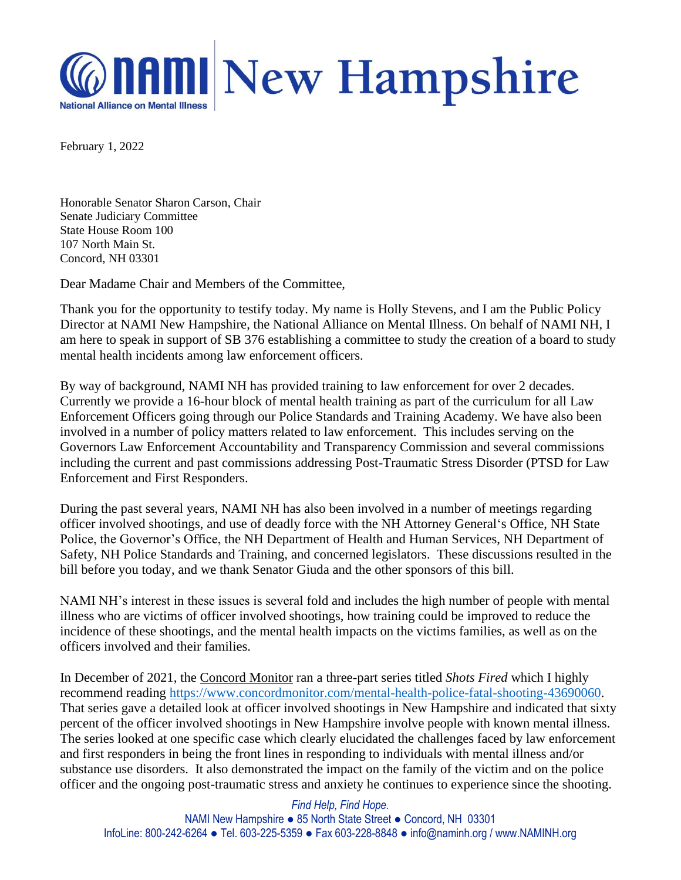# NAMI New Hampshire

National Alliance on Mental Illness

February 1, 2022

Honorable Senator Sharon Carson, Chair
Senate Judiciary Committee
State House Room 100
107 North Main St.
Concord, NH 03301

Dear Madame Chair and Members of the Committee,

Thank you for the opportunity to testify today. My name is Holly Stevens, and I am the Public Policy Director at NAMI New Hampshire, the National Alliance on Mental Illness. On behalf of NAMI NH, I am here to speak in support of SB 376 establishing a committee to study the creation of a board to study mental health incidents among law enforcement officers.

By way of background, NAMI NH has provided training to law enforcement for over 2 decades. Currently we provide a 16-hour block of mental health training as part of the curriculum for all Law Enforcement Officers going through our Police Standards and Training Academy. We have also been involved in a number of policy matters related to law enforcement. This includes serving on the Governors Law Enforcement Accountability and Transparency Commission and several commissions including the current and past commissions addressing Post-Traumatic Stress Disorder (PTSD for Law Enforcement and First Responders.

During the past several years, NAMI NH has also been involved in a number of meetings regarding officer involved shootings, and use of deadly force with the NH Attorney General's Office, NH State Police, the Governor's Office, the NH Department of Health and Human Services, NH Department of Safety, NH Police Standards and Training, and concerned legislators. These discussions resulted in the bill before you today, and we thank Senator Giuda and the other sponsors of this bill.

NAMI NH's interest in these issues is several fold and includes the high number of people with mental illness who are victims of officer involved shootings, how training could be improved to reduce the incidence of these shootings, and the mental health impacts on the victims families, as well as on the officers involved and their families.

In December of 2021, the Concord Monitor ran a three-part series titled *Shots Fired* which I highly recommend reading https://www.concordmonitor.com/mental-health-police-fatal-shooting-43690060. That series gave a detailed look at officer involved shootings in New Hampshire and indicated that sixty percent of the officer involved shootings in New Hampshire involve people with known mental illness. The series looked at one specific case which clearly elucidated the challenges faced by law enforcement and first responders in being the front lines in responding to individuals with mental illness and/or substance use disorders. It also demonstrated the impact on the family of the victim and on the police officer and the ongoing post-traumatic stress and anxiety he continues to experience since the shooting.

*Find Help, Find Hope.*
NAMI New Hampshire ● 85 North State Street ● Concord, NH 03301
InfoLine: 800-242-6264 ● Tel. 603-225-5359 ● Fax 603-228-8848 ● info@naminh.org / www.NAMINH.org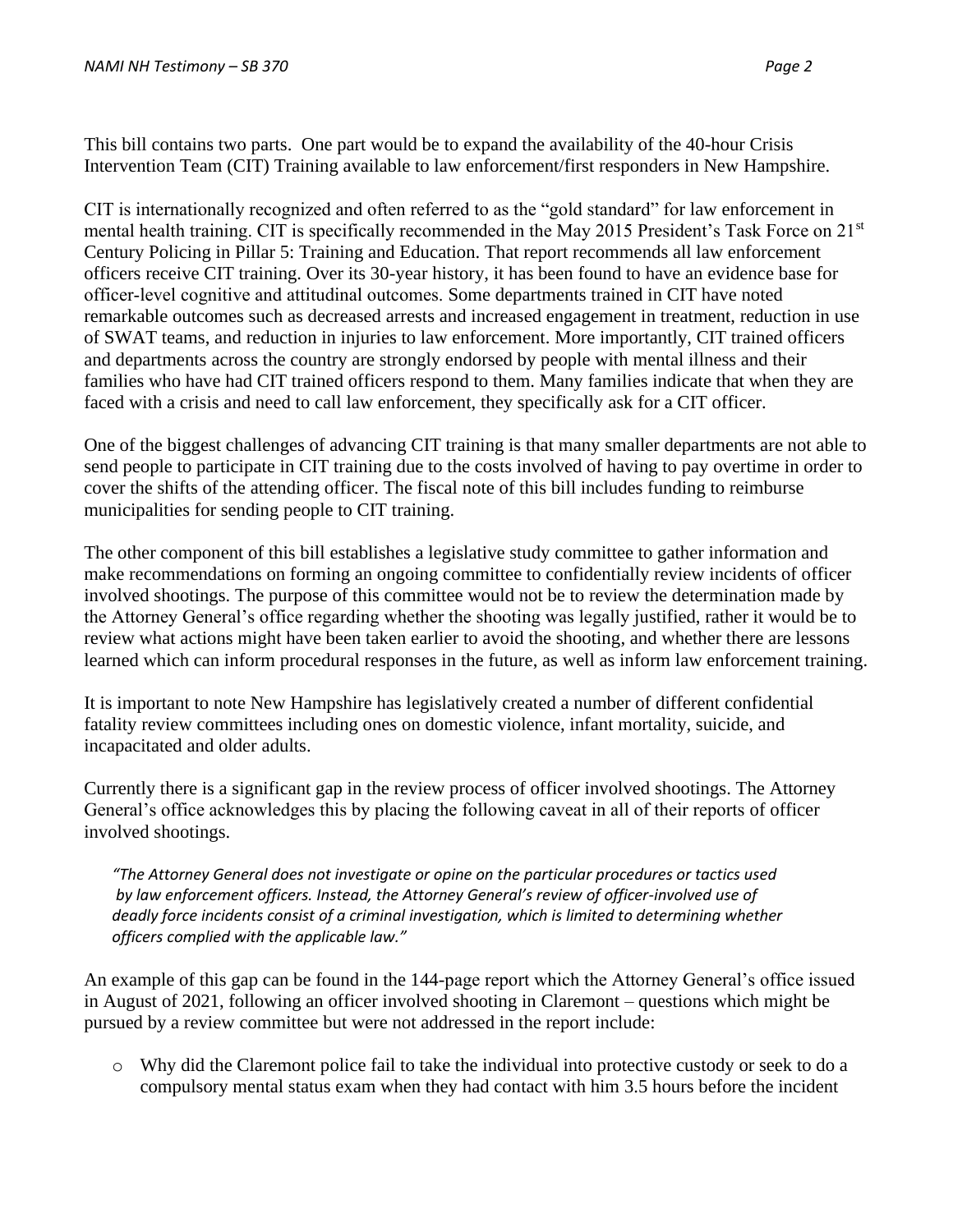This bill contains two parts. One part would be to expand the availability of the 40-hour Crisis Intervention Team (CIT) Training available to law enforcement/first responders in New Hampshire.

CIT is internationally recognized and often referred to as the "gold standard" for law enforcement in mental health training. CIT is specifically recommended in the May 2015 President's Task Force on 21st Century Policing in Pillar 5: Training and Education. That report recommends all law enforcement officers receive CIT training. Over its 30-year history, it has been found to have an evidence base for officer-level cognitive and attitudinal outcomes. Some departments trained in CIT have noted remarkable outcomes such as decreased arrests and increased engagement in treatment, reduction in use of SWAT teams, and reduction in injuries to law enforcement. More importantly, CIT trained officers and departments across the country are strongly endorsed by people with mental illness and their families who have had CIT trained officers respond to them. Many families indicate that when they are faced with a crisis and need to call law enforcement, they specifically ask for a CIT officer.

One of the biggest challenges of advancing CIT training is that many smaller departments are not able to send people to participate in CIT training due to the costs involved of having to pay overtime in order to cover the shifts of the attending officer. The fiscal note of this bill includes funding to reimburse municipalities for sending people to CIT training.

The other component of this bill establishes a legislative study committee to gather information and make recommendations on forming an ongoing committee to confidentially review incidents of officer involved shootings. The purpose of this committee would not be to review the determination made by the Attorney General's office regarding whether the shooting was legally justified, rather it would be to review what actions might have been taken earlier to avoid the shooting, and whether there are lessons learned which can inform procedural responses in the future, as well as inform law enforcement training.

It is important to note New Hampshire has legislatively created a number of different confidential fatality review committees including ones on domestic violence, infant mortality, suicide, and incapacitated and older adults.

Currently there is a significant gap in the review process of officer involved shootings. The Attorney General's office acknowledges this by placing the following caveat in all of their reports of officer involved shootings.

> *"The Attorney General does not investigate or opine on the particular procedures or tactics used by law enforcement officers. Instead, the Attorney General's review of officer-involved use of deadly force incidents consist of a criminal investigation, which is limited to determining whether officers complied with the applicable law."*

An example of this gap can be found in the 144-page report which the Attorney General's office issued in August of 2021, following an officer involved shooting in Claremont – questions which might be pursued by a review committee but were not addressed in the report include:

- Why did the Claremont police fail to take the individual into protective custody or seek to do a compulsory mental status exam when they had contact with him 3.5 hours before the incident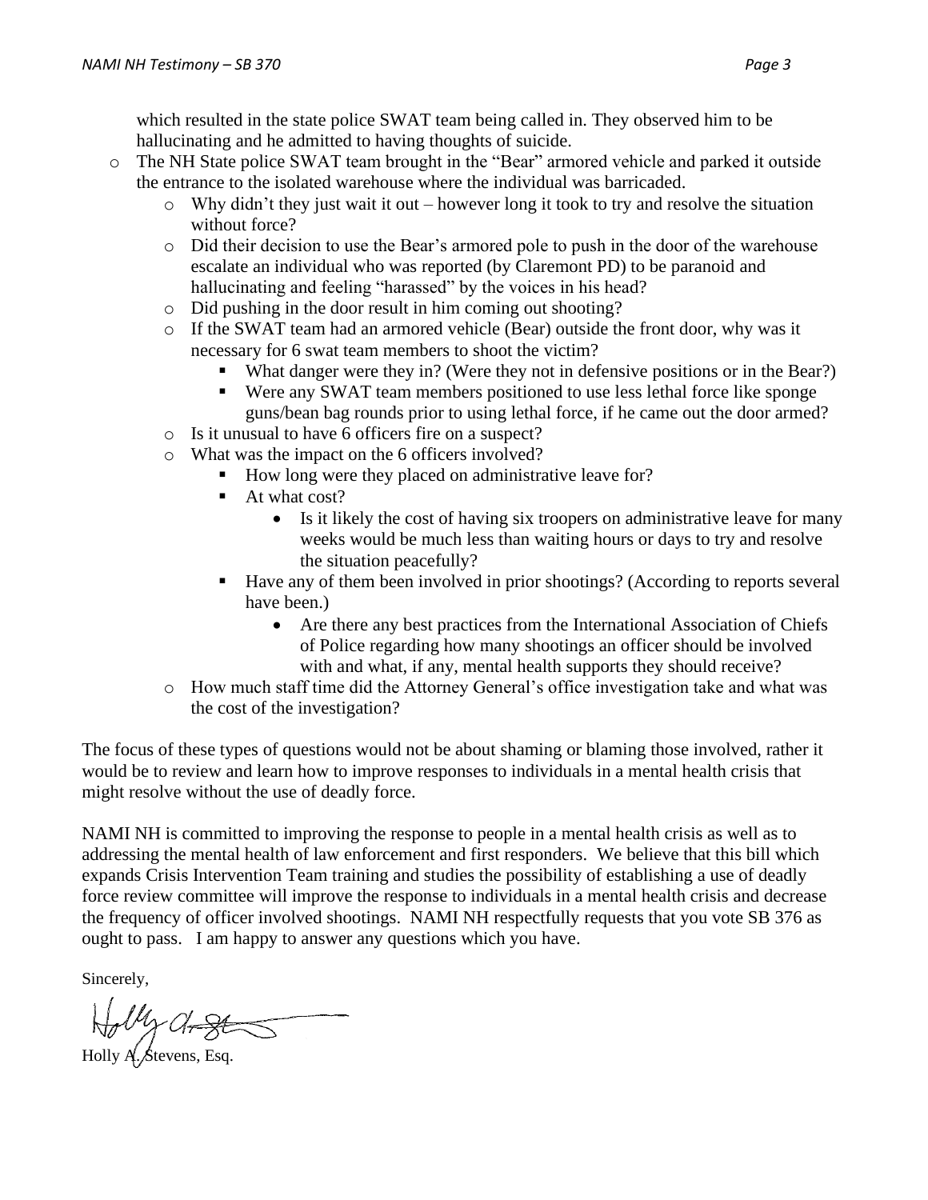which resulted in the state police SWAT team being called in. They observed him to be hallucinating and he admitted to having thoughts of suicide.

- The NH State police SWAT team brought in the "Bear" armored vehicle and parked it outside the entrance to the isolated warehouse where the individual was barricaded.
  - Why didn't they just wait it out – however long it took to try and resolve the situation without force?
  - Did their decision to use the Bear's armored pole to push in the door of the warehouse escalate an individual who was reported (by Claremont PD) to be paranoid and hallucinating and feeling "harassed" by the voices in his head?
  - Did pushing in the door result in him coming out shooting?
  - If the SWAT team had an armored vehicle (Bear) outside the front door, why was it necessary for 6 swat team members to shoot the victim?
    - What danger were they in? (Were they not in defensive positions or in the Bear?)
    - Were any SWAT team members positioned to use less lethal force like sponge guns/bean bag rounds prior to using lethal force, if he came out the door armed?
  - Is it unusual to have 6 officers fire on a suspect?
  - What was the impact on the 6 officers involved?
    - How long were they placed on administrative leave for?
    - At what cost?
      - Is it likely the cost of having six troopers on administrative leave for many weeks would be much less than waiting hours or days to try and resolve the situation peacefully?
    - Have any of them been involved in prior shootings? (According to reports several have been.)
      - Are there any best practices from the International Association of Chiefs of Police regarding how many shootings an officer should be involved with and what, if any, mental health supports they should receive?
  - How much staff time did the Attorney General's office investigation take and what was the cost of the investigation?

The focus of these types of questions would not be about shaming or blaming those involved, rather it would be to review and learn how to improve responses to individuals in a mental health crisis that might resolve without the use of deadly force.

NAMI NH is committed to improving the response to people in a mental health crisis as well as to addressing the mental health of law enforcement and first responders. We believe that this bill which expands Crisis Intervention Team training and studies the possibility of establishing a use of deadly force review committee will improve the response to individuals in a mental health crisis and decrease the frequency of officer involved shootings. NAMI NH respectfully requests that you vote SB 376 as ought to pass. I am happy to answer any questions which you have.

Sincerely,

Holly A. Stevens, Esq.